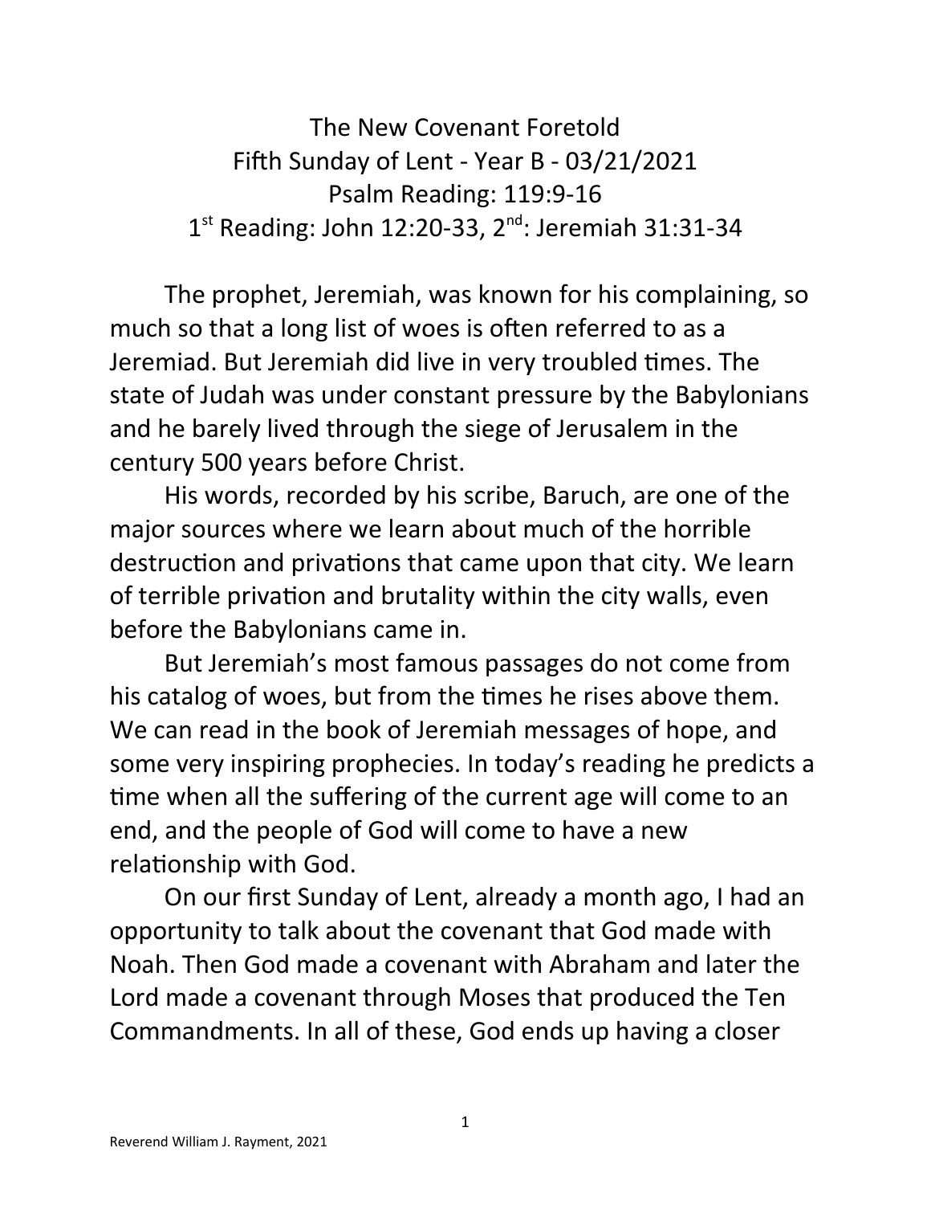# The New Covenant Foretold

Fifth Sunday of Lent - Year B - 03/21/2021

Psalm Reading: 119:9-16

1st Reading: John 12:20-33, 2nd: Jeremiah 31:31-34

The prophet, Jeremiah, was known for his complaining, so much so that a long list of woes is often referred to as a Jeremiad. But Jeremiah did live in very troubled times. The state of Judah was under constant pressure by the Babylonians and he barely lived through the siege of Jerusalem in the century 500 years before Christ.

His words, recorded by his scribe, Baruch, are one of the major sources where we learn about much of the horrible destruction and privations that came upon that city. We learn of terrible privation and brutality within the city walls, even before the Babylonians came in.

But Jeremiah's most famous passages do not come from his catalog of woes, but from the times he rises above them. We can read in the book of Jeremiah messages of hope, and some very inspiring prophecies. In today's reading he predicts a time when all the suffering of the current age will come to an end, and the people of God will come to have a new relationship with God.

On our first Sunday of Lent, already a month ago, I had an opportunity to talk about the covenant that God made with Noah. Then God made a covenant with Abraham and later the Lord made a covenant through Moses that produced the Ten Commandments. In all of these, God ends up having a closer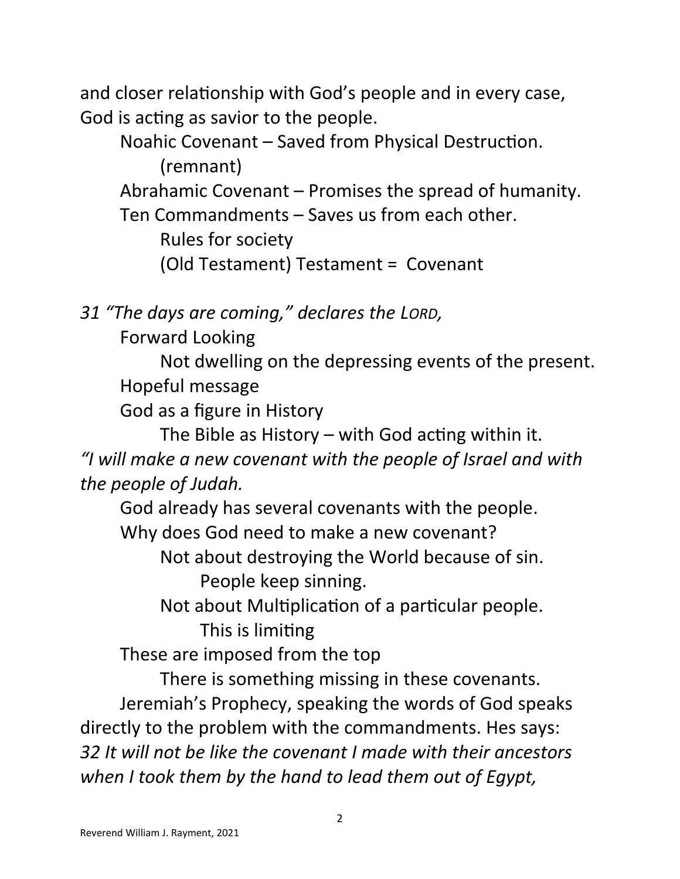and closer relationship with God's people and in every case, God is acting as savior to the people.

Noahic Covenant – Saved from Physical Destruction.
(remnant)
Abrahamic Covenant – Promises the spread of humanity.
Ten Commandments – Saves us from each other.
Rules for society
(Old Testament) Testament = Covenant

*31 "The days are coming," declares the LORD,*

Forward Looking
Not dwelling on the depressing events of the present.
Hopeful message
God as a figure in History
The Bible as History – with God acting within it.

*"I will make a new covenant with the people of Israel and with the people of Judah.*

God already has several covenants with the people.
Why does God need to make a new covenant?
Not about destroying the World because of sin.
People keep sinning.
Not about Multiplication of a particular people.
This is limiting
These are imposed from the top
There is something missing in these covenants.

Jeremiah's Prophecy, speaking the words of God speaks directly to the problem with the commandments. Hes says:
*32 It will not be like the covenant I made with their ancestors when I took them by the hand to lead them out of Egypt,*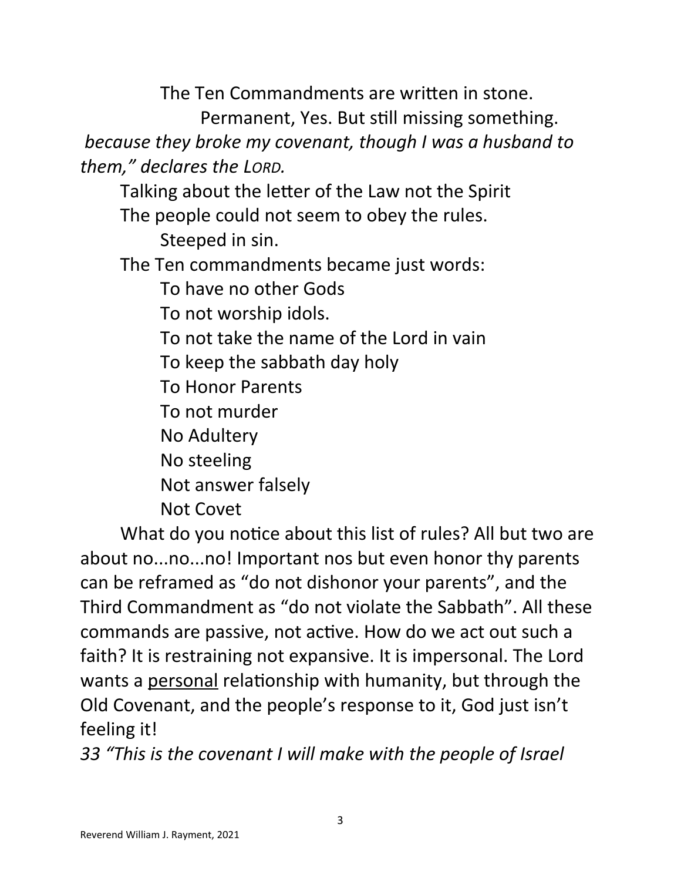The Ten Commandments are written in stone.

Permanent, Yes. But still missing something.

*because they broke my covenant, though I was a husband to them," declares the LORD.*

Talking about the letter of the Law not the Spirit

The people could not seem to obey the rules.

Steeped in sin.

The Ten commandments became just words:

To have no other Gods

To not worship idols.

To not take the name of the Lord in vain

To keep the sabbath day holy

To Honor Parents

To not murder

No Adultery

No steeling

Not answer falsely

Not Covet

What do you notice about this list of rules? All but two are about no...no...no! Important nos but even honor thy parents can be reframed as "do not dishonor your parents", and the Third Commandment as "do not violate the Sabbath". All these commands are passive, not active. How do we act out such a faith? It is restraining not expansive. It is impersonal. The Lord wants a <u>personal</u> relationship with humanity, but through the Old Covenant, and the people's response to it, God just isn't feeling it!

*33 "This is the covenant I will make with the people of Israel*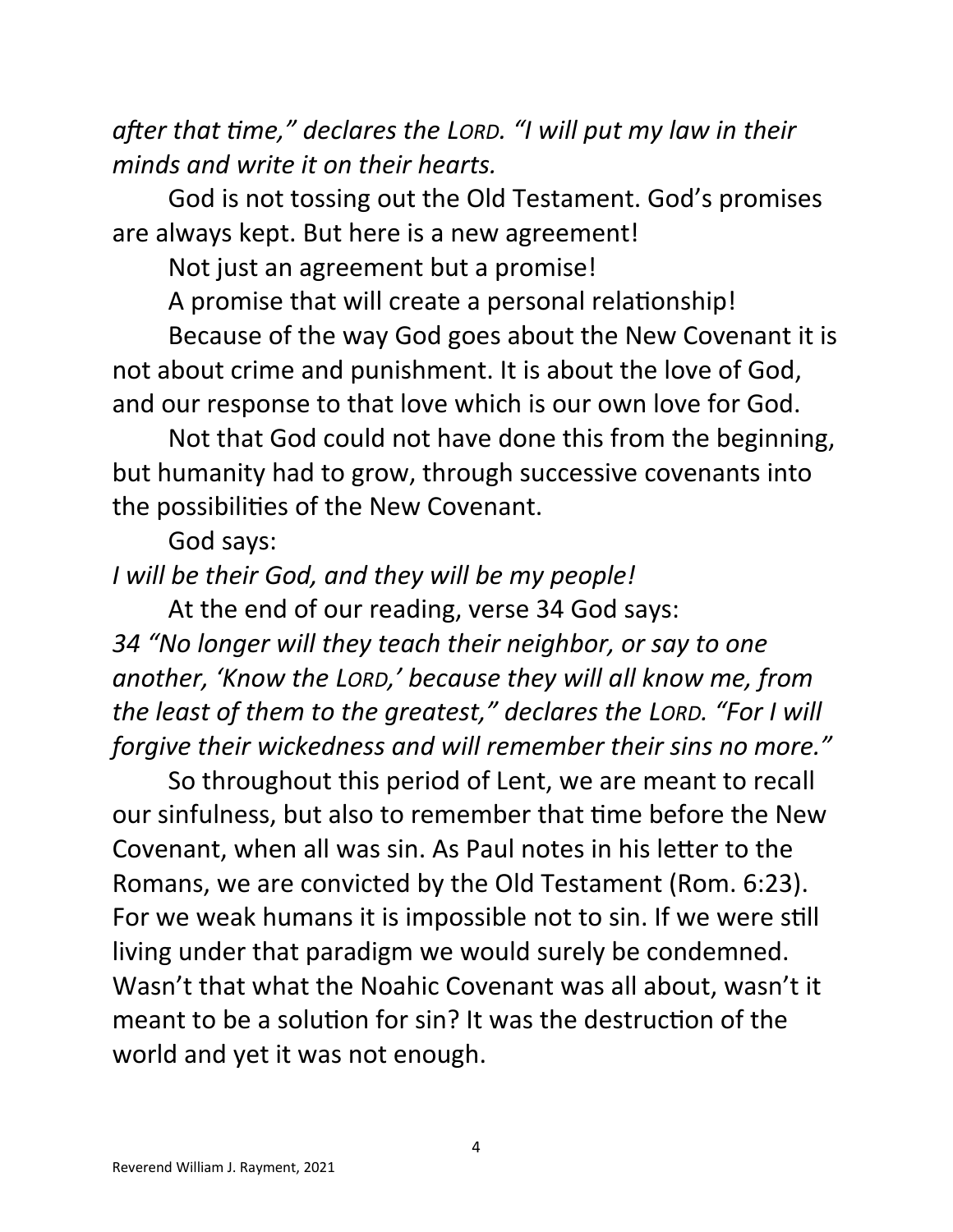*after that time," declares the LORD. "I will put my law in their minds and write it on their hearts.*

God is not tossing out the Old Testament. God's promises are always kept. But here is a new agreement!

Not just an agreement but a promise!

A promise that will create a personal relationship!

Because of the way God goes about the New Covenant it is not about crime and punishment. It is about the love of God, and our response to that love which is our own love for God.

Not that God could not have done this from the beginning, but humanity had to grow, through successive covenants into the possibilities of the New Covenant.

God says:

*I will be their God, and they will be my people!*

At the end of our reading, verse 34 God says:

*34 "No longer will they teach their neighbor, or say to one another, 'Know the LORD,' because they will all know me, from the least of them to the greatest," declares the LORD. "For I will forgive their wickedness and will remember their sins no more."*

So throughout this period of Lent, we are meant to recall our sinfulness, but also to remember that time before the New Covenant, when all was sin. As Paul notes in his letter to the Romans, we are convicted by the Old Testament (Rom. 6:23). For we weak humans it is impossible not to sin. If we were still living under that paradigm we would surely be condemned. Wasn't that what the Noahic Covenant was all about, wasn't it meant to be a solution for sin? It was the destruction of the world and yet it was not enough.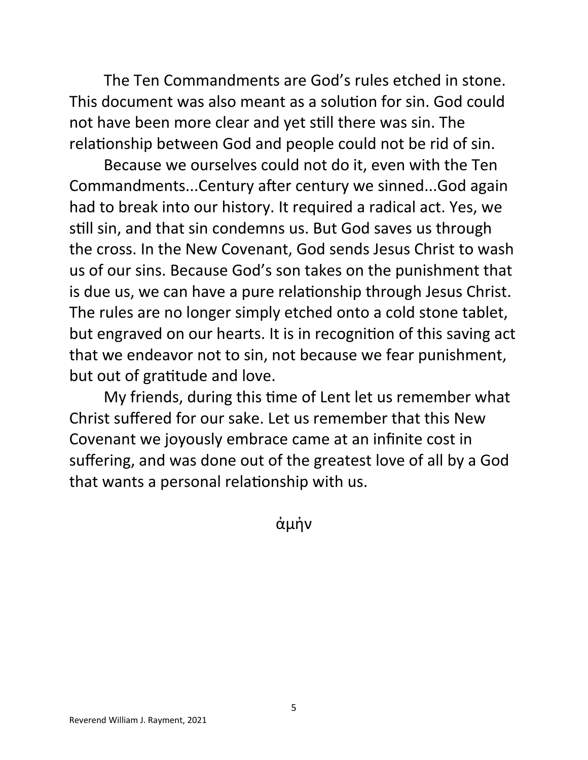The Ten Commandments are God's rules etched in stone. This document was also meant as a solution for sin. God could not have been more clear and yet still there was sin. The relationship between God and people could not be rid of sin.

Because we ourselves could not do it, even with the Ten Commandments...Century after century we sinned...God again had to break into our history. It required a radical act. Yes, we still sin, and that sin condemns us. But God saves us through the cross. In the New Covenant, God sends Jesus Christ to wash us of our sins. Because God's son takes on the punishment that is due us, we can have a pure relationship through Jesus Christ. The rules are no longer simply etched onto a cold stone tablet, but engraved on our hearts. It is in recognition of this saving act that we endeavor not to sin, not because we fear punishment, but out of gratitude and love.

My friends, during this time of Lent let us remember what Christ suffered for our sake. Let us remember that this New Covenant we joyously embrace came at an infinite cost in suffering, and was done out of the greatest love of all by a God that wants a personal relationship with us.

ἀμὴν

Reverend William J. Rayment, 2021